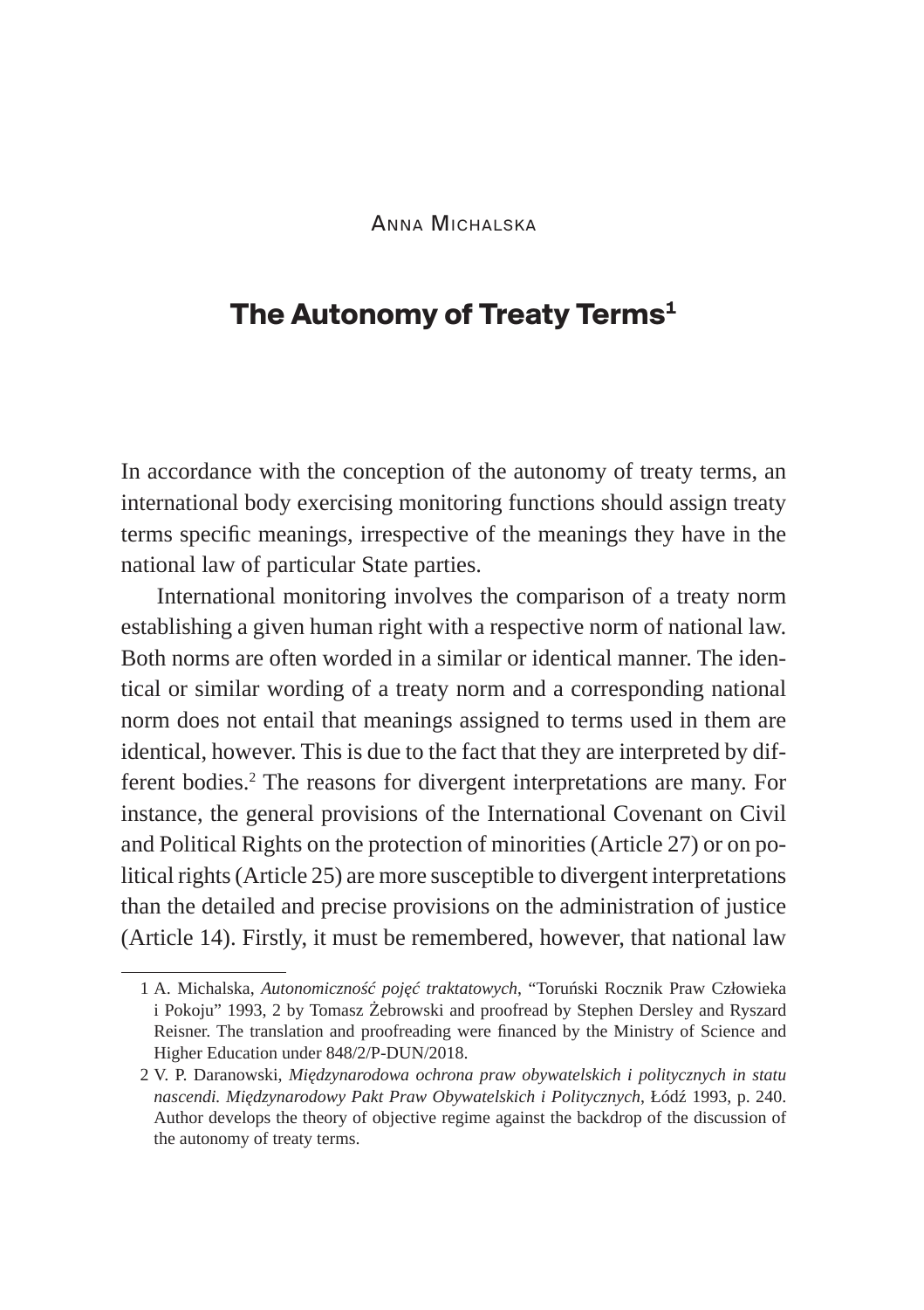Anna Michalska

# The Autonomy of Treaty Terms[1]

In accordance with the conception of the autonomy of treaty terms, an international body exercising monitoring functions should assign treaty terms specific meanings, irrespective of the meanings they have in the national law of particular State parties.

International monitoring involves the comparison of a treaty norm establishing a given human right with a respective norm of national law. Both norms are often worded in a similar or identical manner. The identical or similar wording of a treaty norm and a corresponding national norm does not entail that meanings assigned to terms used in them are identical, however. This is due to the fact that they are interpreted by different bodies.[2] The reasons for divergent interpretations are many. For instance, the general provisions of the International Covenant on Civil and Political Rights on the protection of minorities (Article 27) or on political rights (Article 25) are more susceptible to divergent interpretations than the detailed and precise provisions on the administration of justice (Article 14). Firstly, it must be remembered, however, that national law

---

1 A. Michalska, *Autonomiczność pojęć traktatowych*, "Toruński Rocznik Praw Człowieka i Pokoju" 1993, 2 by Tomasz Żebrowski and proofread by Stephen Dersley and Ryszard Reisner. The translation and proofreading were financed by the Ministry of Science and Higher Education under 848/2/P-DUN/2018.

2 V. P. Daranowski, *Międzynarodowa ochrona praw obywatelskich i politycznych in statu nascendi. Międzynarodowy Pakt Praw Obywatelskich i Politycznych*, Łódź 1993, p. 240. Author develops the theory of objective regime against the backdrop of the discussion of the autonomy of treaty terms.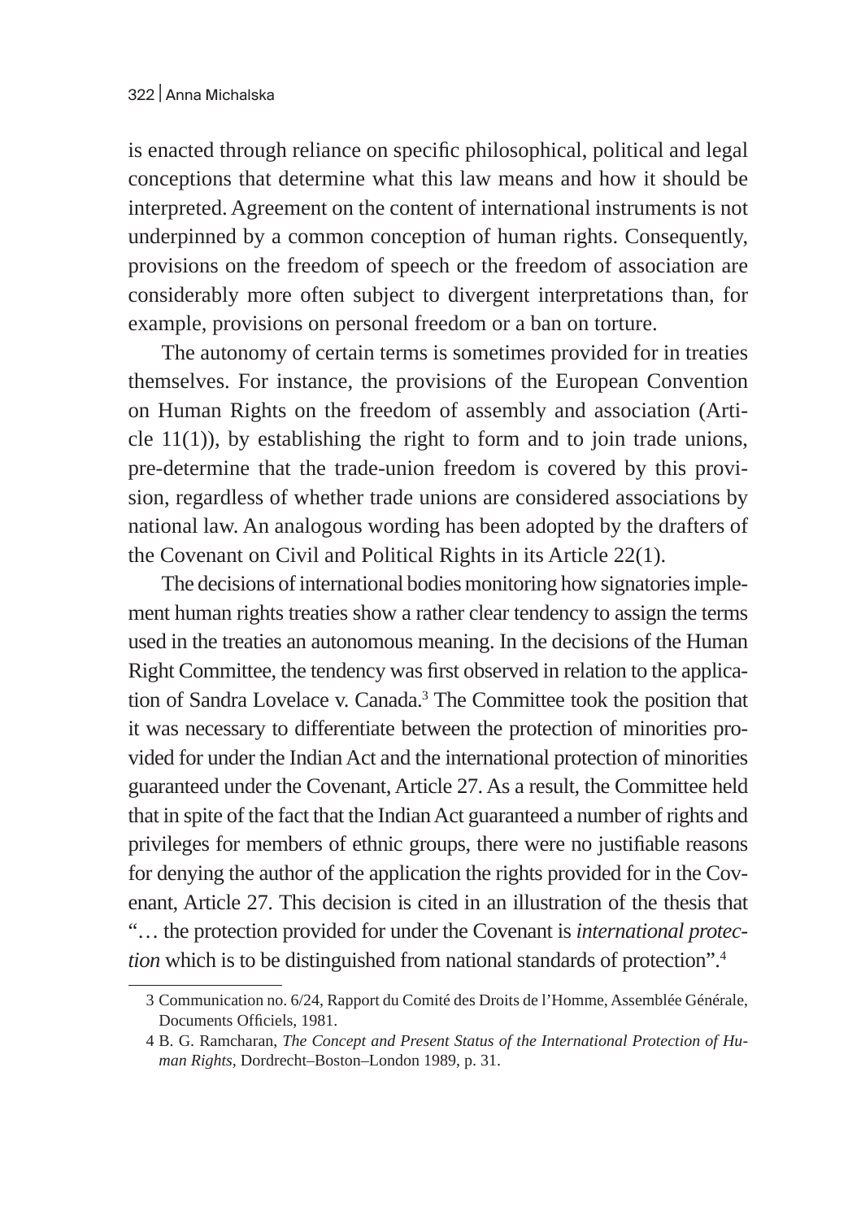is enacted through reliance on specific philosophical, political and legal conceptions that determine what this law means and how it should be interpreted. Agreement on the content of international instruments is not underpinned by a common conception of human rights. Consequently, provisions on the freedom of speech or the freedom of association are considerably more often subject to divergent interpretations than, for example, provisions on personal freedom or a ban on torture.

The autonomy of certain terms is sometimes provided for in treaties themselves. For instance, the provisions of the European Convention on Human Rights on the freedom of assembly and association (Article 11(1)), by establishing the right to form and to join trade unions, pre-determine that the trade-union freedom is covered by this provision, regardless of whether trade unions are considered associations by national law. An analogous wording has been adopted by the drafters of the Covenant on Civil and Political Rights in its Article 22(1).

The decisions of international bodies monitoring how signatories implement human rights treaties show a rather clear tendency to assign the terms used in the treaties an autonomous meaning. In the decisions of the Human Right Committee, the tendency was first observed in relation to the application of Sandra Lovelace v. Canada.[3] The Committee took the position that it was necessary to differentiate between the protection of minorities provided for under the Indian Act and the international protection of minorities guaranteed under the Covenant, Article 27. As a result, the Committee held that in spite of the fact that the Indian Act guaranteed a number of rights and privileges for members of ethnic groups, there were no justifiable reasons for denying the author of the application the rights provided for in the Covenant, Article 27. This decision is cited in an illustration of the thesis that "… the protection provided for under the Covenant is *international protection* which is to be distinguished from national standards of protection".[4]

---

3 Communication no. 6/24, Rapport du Comité des Droits de l'Homme, Assemblée Générale, Documents Officiels, 1981.

4 B. G. Ramcharan, *The Concept and Present Status of the International Protection of Human Rights*, Dordrecht–Boston–London 1989, p. 31.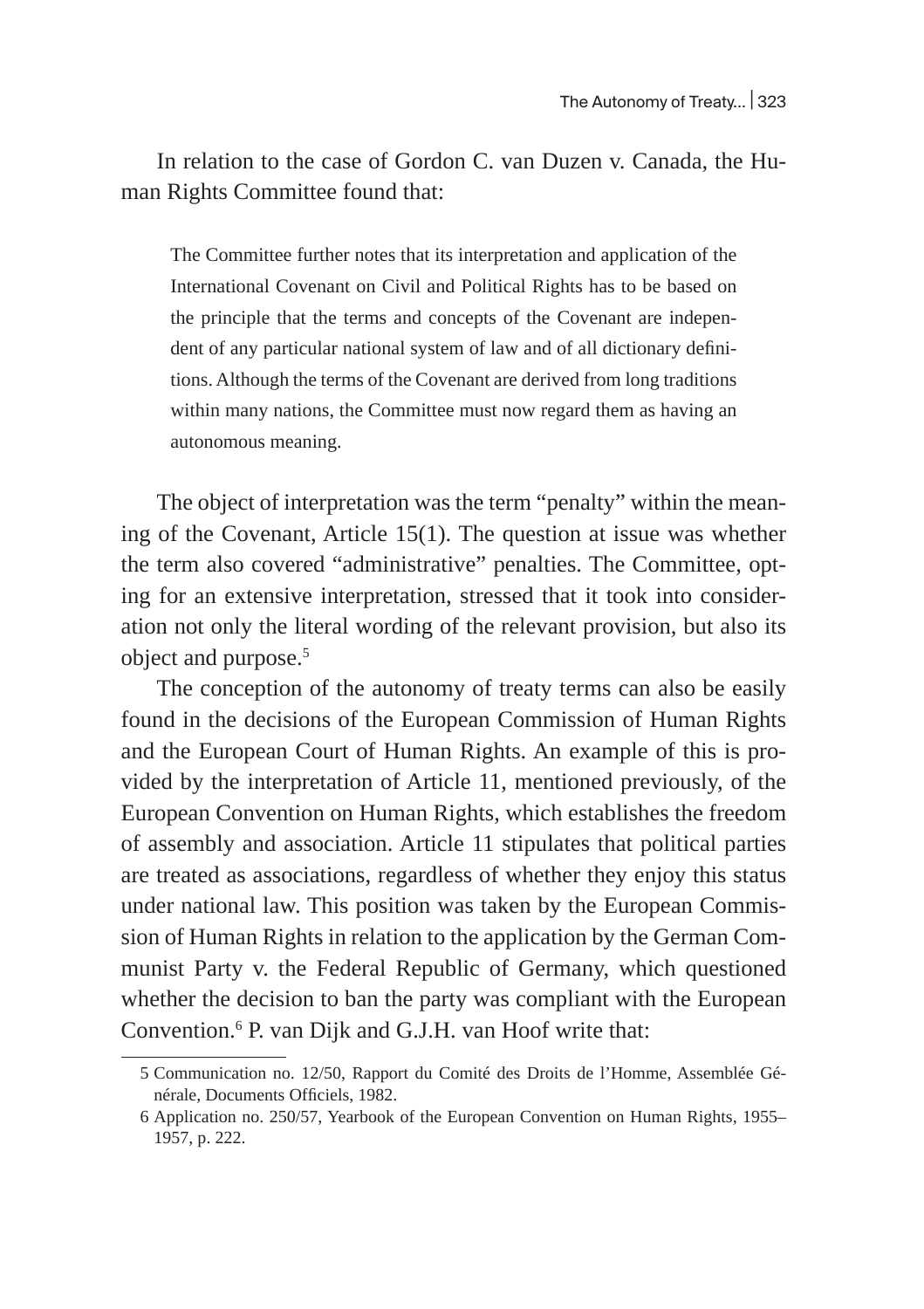In relation to the case of Gordon C. van Duzen v. Canada, the Human Rights Committee found that:

> The Committee further notes that its interpretation and application of the International Covenant on Civil and Political Rights has to be based on the principle that the terms and concepts of the Covenant are independent of any particular national system of law and of all dictionary definitions. Although the terms of the Covenant are derived from long traditions within many nations, the Committee must now regard them as having an autonomous meaning.

The object of interpretation was the term "penalty" within the meaning of the Covenant, Article 15(1). The question at issue was whether the term also covered "administrative" penalties. The Committee, opting for an extensive interpretation, stressed that it took into consideration not only the literal wording of the relevant provision, but also its object and purpose.[5]

The conception of the autonomy of treaty terms can also be easily found in the decisions of the European Commission of Human Rights and the European Court of Human Rights. An example of this is provided by the interpretation of Article 11, mentioned previously, of the European Convention on Human Rights, which establishes the freedom of assembly and association. Article 11 stipulates that political parties are treated as associations, regardless of whether they enjoy this status under national law. This position was taken by the European Commission of Human Rights in relation to the application by the German Communist Party v. the Federal Republic of Germany, which questioned whether the decision to ban the party was compliant with the European Convention.[6] P. van Dijk and G.J.H. van Hoof write that:

---

5 Communication no. 12/50, Rapport du Comité des Droits de l'Homme, Assemblée Générale, Documents Officiels, 1982.

6 Application no. 250/57, Yearbook of the European Convention on Human Rights, 1955–1957, p. 222.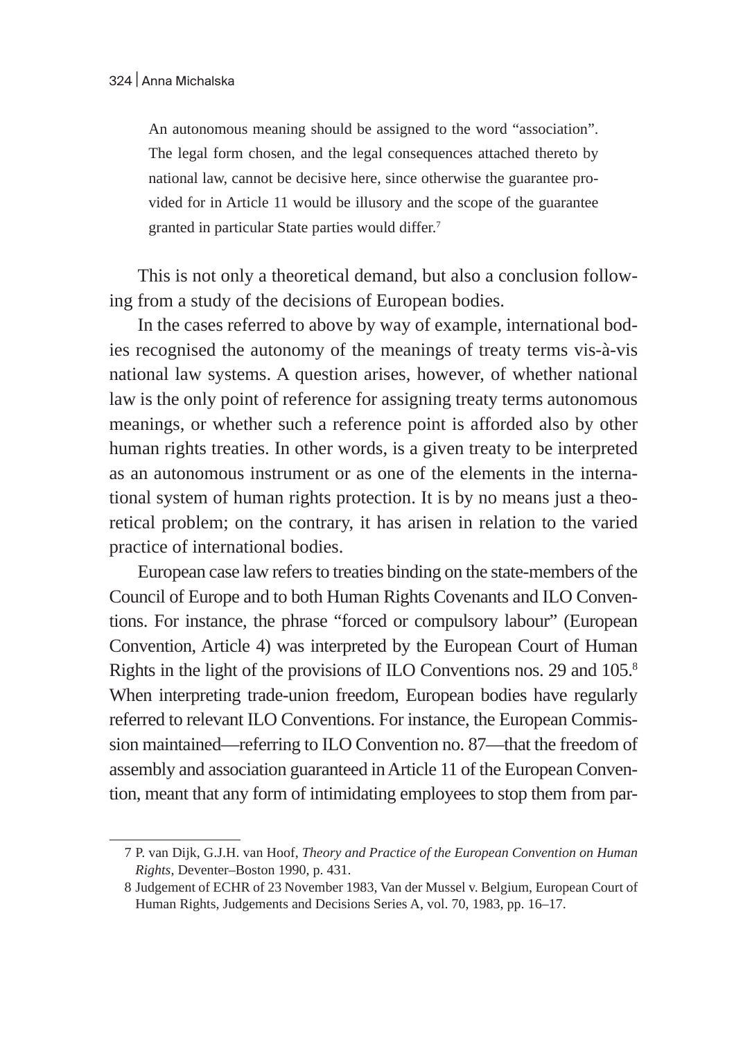> An autonomous meaning should be assigned to the word "association". The legal form chosen, and the legal consequences attached thereto by national law, cannot be decisive here, since otherwise the guarantee provided for in Article 11 would be illusory and the scope of the guarantee granted in particular State parties would differ.[7]

This is not only a theoretical demand, but also a conclusion following from a study of the decisions of European bodies.

In the cases referred to above by way of example, international bodies recognised the autonomy of the meanings of treaty terms vis-à-vis national law systems. A question arises, however, of whether national law is the only point of reference for assigning treaty terms autonomous meanings, or whether such a reference point is afforded also by other human rights treaties. In other words, is a given treaty to be interpreted as an autonomous instrument or as one of the elements in the international system of human rights protection. It is by no means just a theoretical problem; on the contrary, it has arisen in relation to the varied practice of international bodies.

European case law refers to treaties binding on the state-members of the Council of Europe and to both Human Rights Covenants and ILO Conventions. For instance, the phrase "forced or compulsory labour" (European Convention, Article 4) was interpreted by the European Court of Human Rights in the light of the provisions of ILO Conventions nos. 29 and 105.[8] When interpreting trade-union freedom, European bodies have regularly referred to relevant ILO Conventions. For instance, the European Commission maintained—referring to ILO Convention no. 87—that the freedom of assembly and association guaranteed in Article 11 of the European Convention, meant that any form of intimidating employees to stop them from par-

---

7 P. van Dijk, G.J.H. van Hoof, *Theory and Practice of the European Convention on Human Rights*, Deventer–Boston 1990, p. 431.

8 Judgement of ECHR of 23 November 1983, Van der Mussel v. Belgium, European Court of Human Rights, Judgements and Decisions Series A, vol. 70, 1983, pp. 16–17.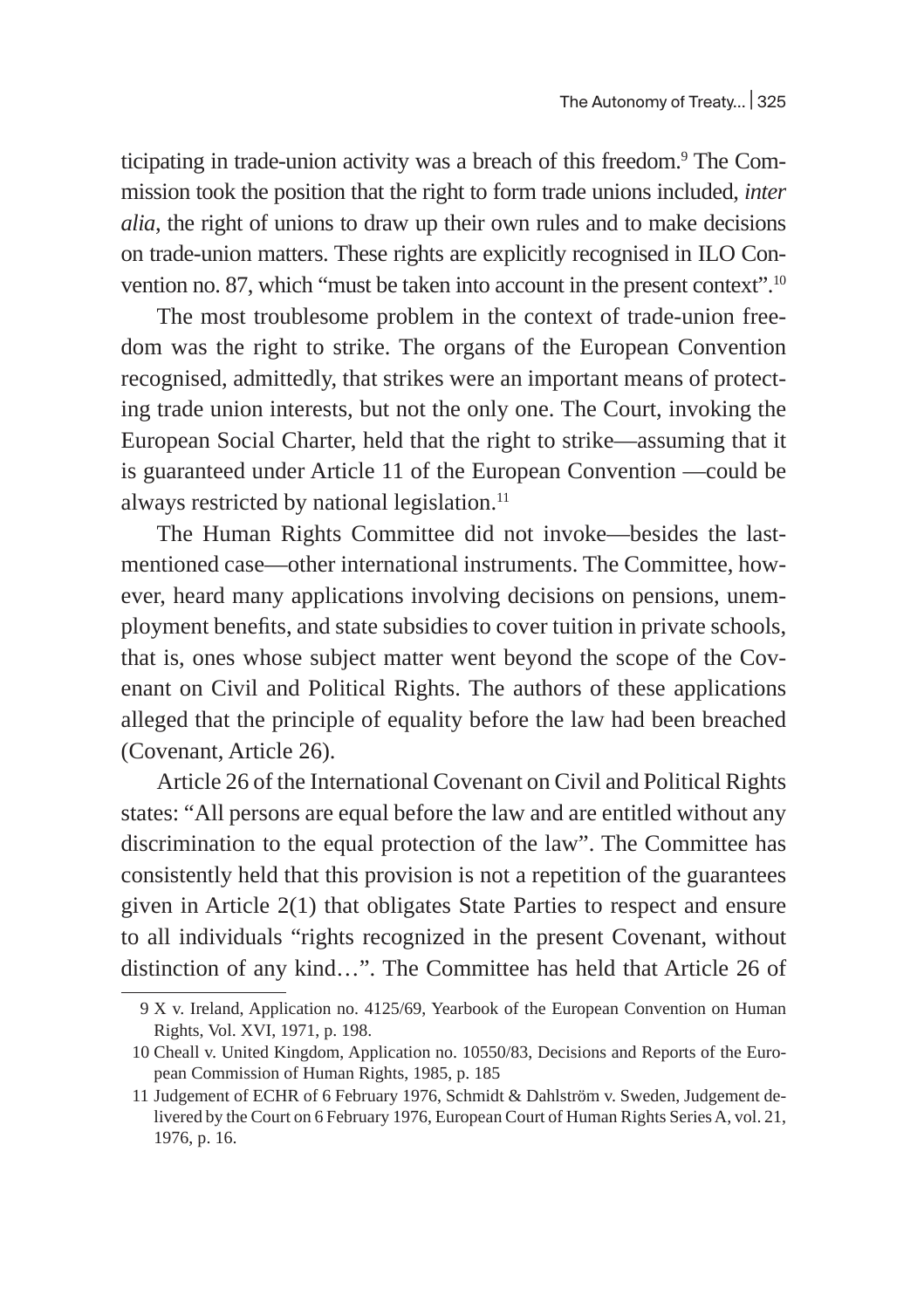ticipating in trade-union activity was a breach of this freedom.[9] The Commission took the position that the right to form trade unions included, *inter alia*, the right of unions to draw up their own rules and to make decisions on trade-union matters. These rights are explicitly recognised in ILO Convention no. 87, which "must be taken into account in the present context".[10]

The most troublesome problem in the context of trade-union freedom was the right to strike. The organs of the European Convention recognised, admittedly, that strikes were an important means of protecting trade union interests, but not the only one. The Court, invoking the European Social Charter, held that the right to strike—assuming that it is guaranteed under Article 11 of the European Convention —could be always restricted by national legislation.[11]

The Human Rights Committee did not invoke—besides the last-mentioned case—other international instruments. The Committee, however, heard many applications involving decisions on pensions, unemployment benefits, and state subsidies to cover tuition in private schools, that is, ones whose subject matter went beyond the scope of the Covenant on Civil and Political Rights. The authors of these applications alleged that the principle of equality before the law had been breached (Covenant, Article 26).

Article 26 of the International Covenant on Civil and Political Rights states: "All persons are equal before the law and are entitled without any discrimination to the equal protection of the law". The Committee has consistently held that this provision is not a repetition of the guarantees given in Article 2(1) that obligates State Parties to respect and ensure to all individuals "rights recognized in the present Covenant, without distinction of any kind…". The Committee has held that Article 26 of

---

9 X v. Ireland, Application no. 4125/69, Yearbook of the European Convention on Human Rights, Vol. XVI, 1971, p. 198.

10 Cheall v. United Kingdom, Application no. 10550/83, Decisions and Reports of the European Commission of Human Rights, 1985, p. 185

11 Judgement of ECHR of 6 February 1976, Schmidt & Dahlström v. Sweden, Judgement delivered by the Court on 6 February 1976, European Court of Human Rights Series A, vol. 21, 1976, p. 16.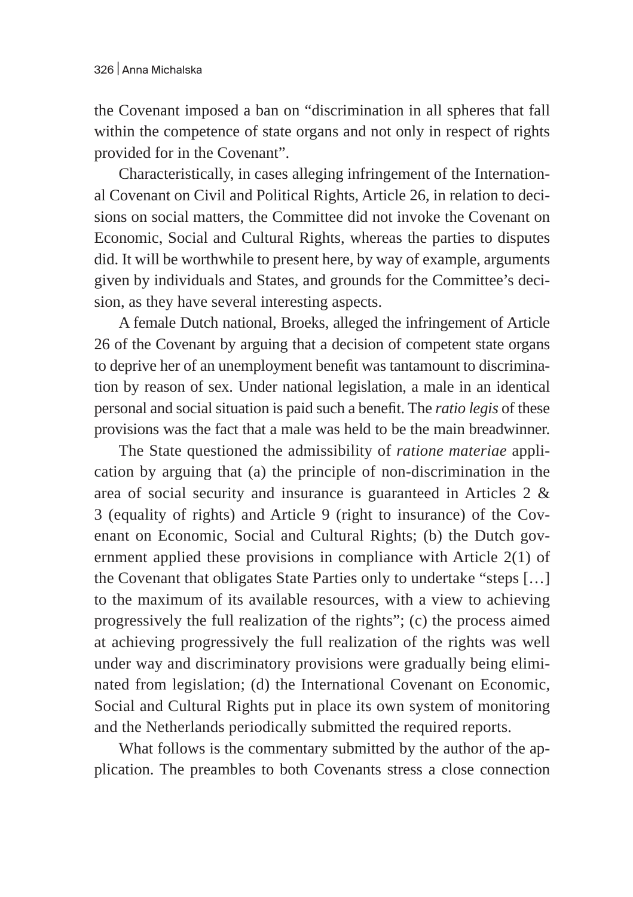the Covenant imposed a ban on "discrimination in all spheres that fall within the competence of state organs and not only in respect of rights provided for in the Covenant".

Characteristically, in cases alleging infringement of the International Covenant on Civil and Political Rights, Article 26, in relation to decisions on social matters, the Committee did not invoke the Covenant on Economic, Social and Cultural Rights, whereas the parties to disputes did. It will be worthwhile to present here, by way of example, arguments given by individuals and States, and grounds for the Committee's decision, as they have several interesting aspects.

A female Dutch national, Broeks, alleged the infringement of Article 26 of the Covenant by arguing that a decision of competent state organs to deprive her of an unemployment benefit was tantamount to discrimination by reason of sex. Under national legislation, a male in an identical personal and social situation is paid such a benefit. The *ratio legis* of these provisions was the fact that a male was held to be the main breadwinner.

The State questioned the admissibility of *ratione materiae* application by arguing that (a) the principle of non-discrimination in the area of social security and insurance is guaranteed in Articles 2 & 3 (equality of rights) and Article 9 (right to insurance) of the Covenant on Economic, Social and Cultural Rights; (b) the Dutch government applied these provisions in compliance with Article 2(1) of the Covenant that obligates State Parties only to undertake "steps […] to the maximum of its available resources, with a view to achieving progressively the full realization of the rights"; (c) the process aimed at achieving progressively the full realization of the rights was well under way and discriminatory provisions were gradually being eliminated from legislation; (d) the International Covenant on Economic, Social and Cultural Rights put in place its own system of monitoring and the Netherlands periodically submitted the required reports.

What follows is the commentary submitted by the author of the application. The preambles to both Covenants stress a close connection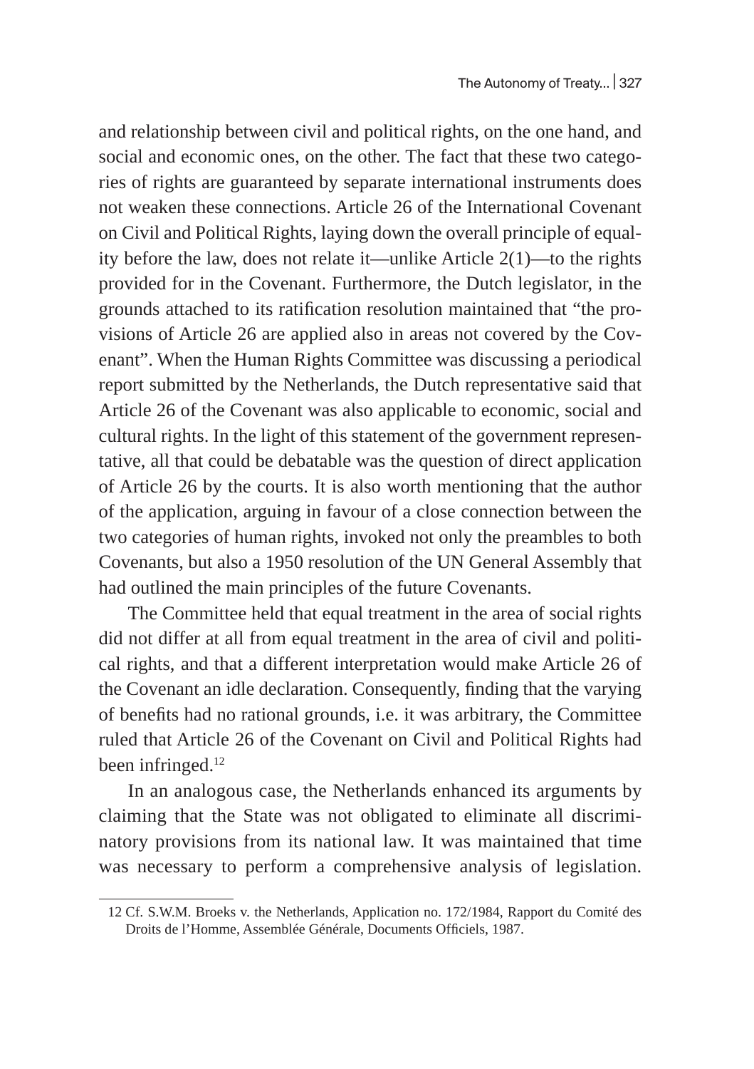and relationship between civil and political rights, on the one hand, and social and economic ones, on the other. The fact that these two categories of rights are guaranteed by separate international instruments does not weaken these connections. Article 26 of the International Covenant on Civil and Political Rights, laying down the overall principle of equality before the law, does not relate it—unlike Article 2(1)—to the rights provided for in the Covenant. Furthermore, the Dutch legislator, in the grounds attached to its ratification resolution maintained that "the provisions of Article 26 are applied also in areas not covered by the Covenant". When the Human Rights Committee was discussing a periodical report submitted by the Netherlands, the Dutch representative said that Article 26 of the Covenant was also applicable to economic, social and cultural rights. In the light of this statement of the government representative, all that could be debatable was the question of direct application of Article 26 by the courts. It is also worth mentioning that the author of the application, arguing in favour of a close connection between the two categories of human rights, invoked not only the preambles to both Covenants, but also a 1950 resolution of the UN General Assembly that had outlined the main principles of the future Covenants.

The Committee held that equal treatment in the area of social rights did not differ at all from equal treatment in the area of civil and political rights, and that a different interpretation would make Article 26 of the Covenant an idle declaration. Consequently, finding that the varying of benefits had no rational grounds, i.e. it was arbitrary, the Committee ruled that Article 26 of the Covenant on Civil and Political Rights had been infringed.[12]

In an analogous case, the Netherlands enhanced its arguments by claiming that the State was not obligated to eliminate all discriminatory provisions from its national law. It was maintained that time was necessary to perform a comprehensive analysis of legislation.

---

12 Cf. S.W.M. Broeks v. the Netherlands, Application no. 172/1984, Rapport du Comité des Droits de l'Homme, Assemblée Générale, Documents Officiels, 1987.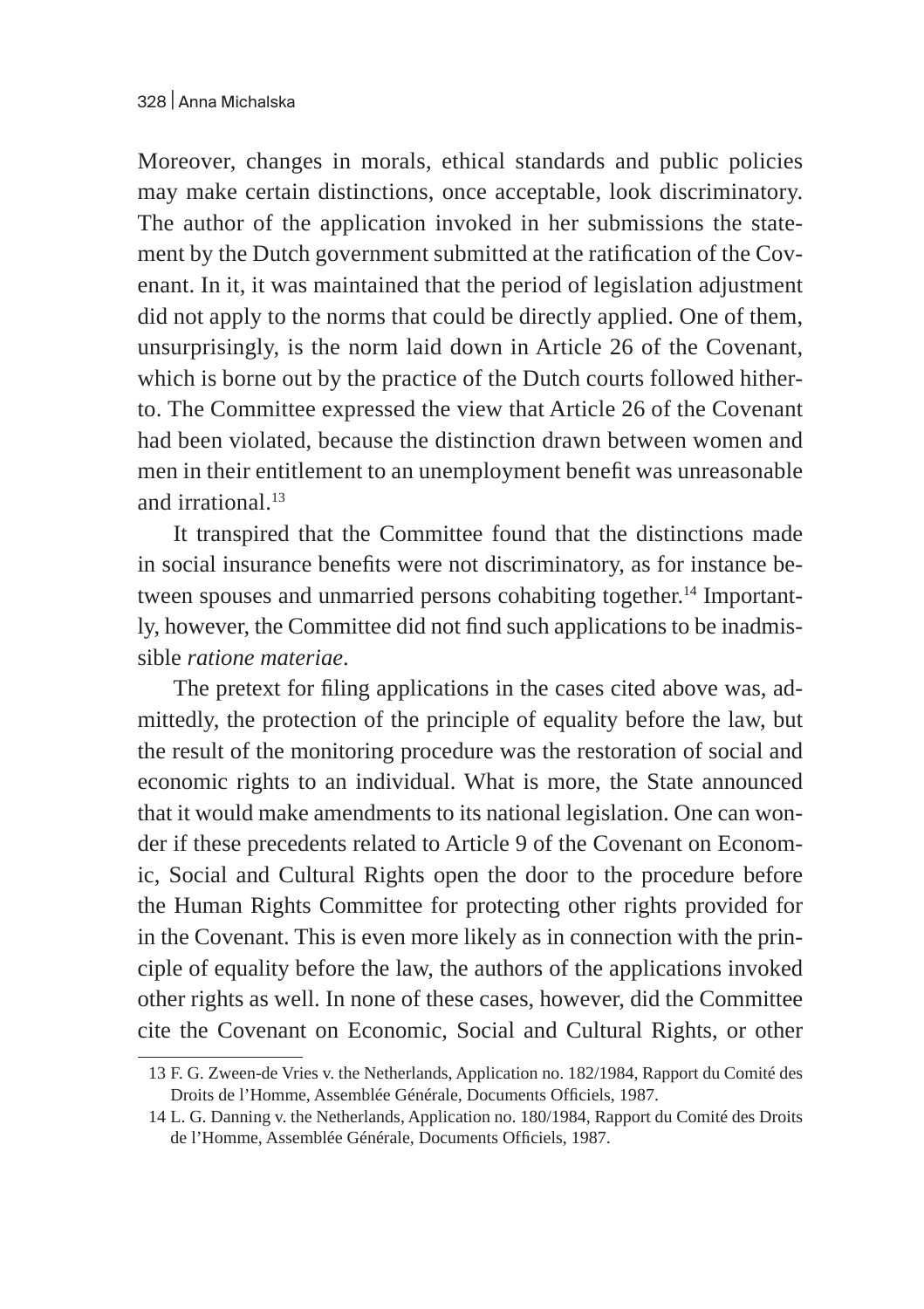Moreover, changes in morals, ethical standards and public policies may make certain distinctions, once acceptable, look discriminatory. The author of the application invoked in her submissions the statement by the Dutch government submitted at the ratification of the Covenant. In it, it was maintained that the period of legislation adjustment did not apply to the norms that could be directly applied. One of them, unsurprisingly, is the norm laid down in Article 26 of the Covenant, which is borne out by the practice of the Dutch courts followed hitherto. The Committee expressed the view that Article 26 of the Covenant had been violated, because the distinction drawn between women and men in their entitlement to an unemployment benefit was unreasonable and irrational.[13]

It transpired that the Committee found that the distinctions made in social insurance benefits were not discriminatory, as for instance between spouses and unmarried persons cohabiting together.[14] Importantly, however, the Committee did not find such applications to be inadmissible *ratione materiae*.

The pretext for filing applications in the cases cited above was, admittedly, the protection of the principle of equality before the law, but the result of the monitoring procedure was the restoration of social and economic rights to an individual. What is more, the State announced that it would make amendments to its national legislation. One can wonder if these precedents related to Article 9 of the Covenant on Economic, Social and Cultural Rights open the door to the procedure before the Human Rights Committee for protecting other rights provided for in the Covenant. This is even more likely as in connection with the principle of equality before the law, the authors of the applications invoked other rights as well. In none of these cases, however, did the Committee cite the Covenant on Economic, Social and Cultural Rights, or other

13 F. G. Zween-de Vries v. the Netherlands, Application no. 182/1984, Rapport du Comité des Droits de l'Homme, Assemblée Générale, Documents Officiels, 1987.

14 L. G. Danning v. the Netherlands, Application no. 180/1984, Rapport du Comité des Droits de l'Homme, Assemblée Générale, Documents Officiels, 1987.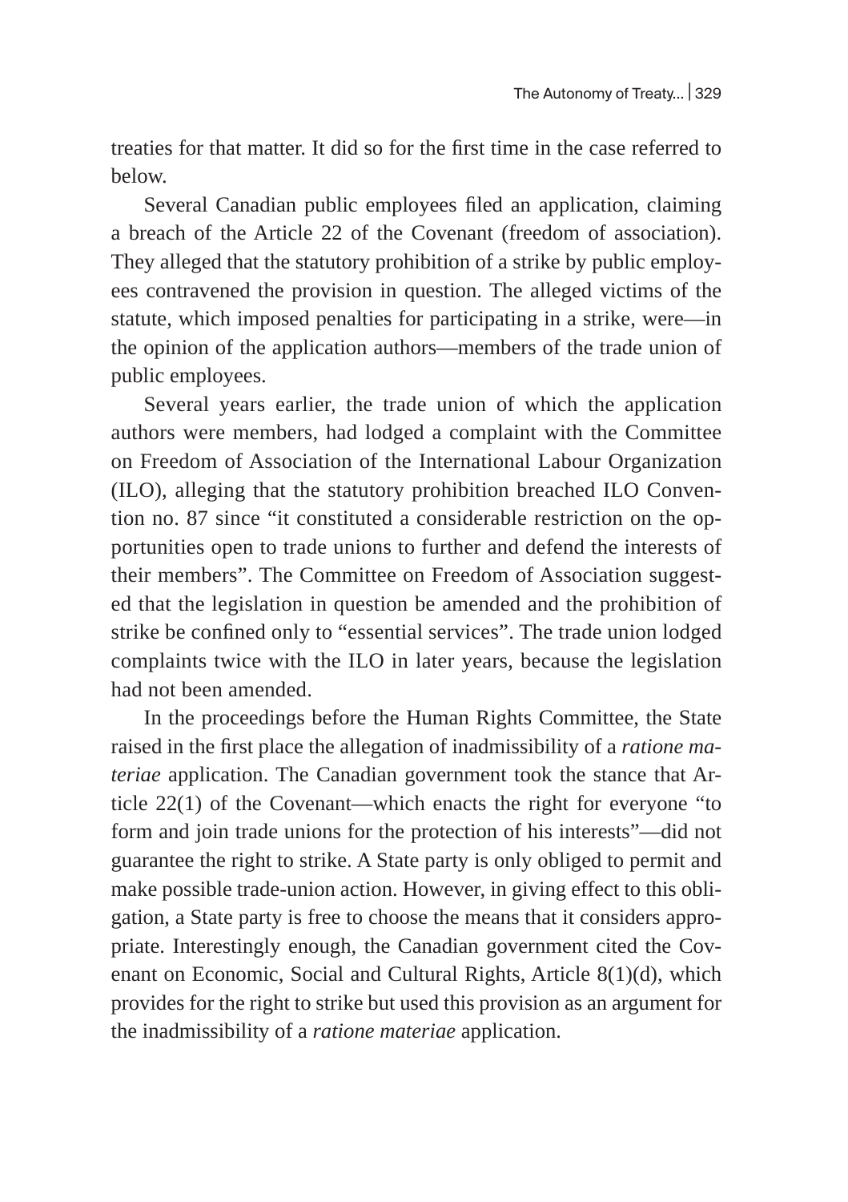treaties for that matter. It did so for the first time in the case referred to below.

Several Canadian public employees filed an application, claiming a breach of the Article 22 of the Covenant (freedom of association). They alleged that the statutory prohibition of a strike by public employees contravened the provision in question. The alleged victims of the statute, which imposed penalties for participating in a strike, were—in the opinion of the application authors—members of the trade union of public employees.

Several years earlier, the trade union of which the application authors were members, had lodged a complaint with the Committee on Freedom of Association of the International Labour Organization (ILO), alleging that the statutory prohibition breached ILO Convention no. 87 since "it constituted a considerable restriction on the opportunities open to trade unions to further and defend the interests of their members". The Committee on Freedom of Association suggested that the legislation in question be amended and the prohibition of strike be confined only to "essential services". The trade union lodged complaints twice with the ILO in later years, because the legislation had not been amended.

In the proceedings before the Human Rights Committee, the State raised in the first place the allegation of inadmissibility of a *ratione materiae* application. The Canadian government took the stance that Article 22(1) of the Covenant—which enacts the right for everyone "to form and join trade unions for the protection of his interests"—did not guarantee the right to strike. A State party is only obliged to permit and make possible trade-union action. However, in giving effect to this obligation, a State party is free to choose the means that it considers appropriate. Interestingly enough, the Canadian government cited the Covenant on Economic, Social and Cultural Rights, Article 8(1)(d), which provides for the right to strike but used this provision as an argument for the inadmissibility of a *ratione materiae* application.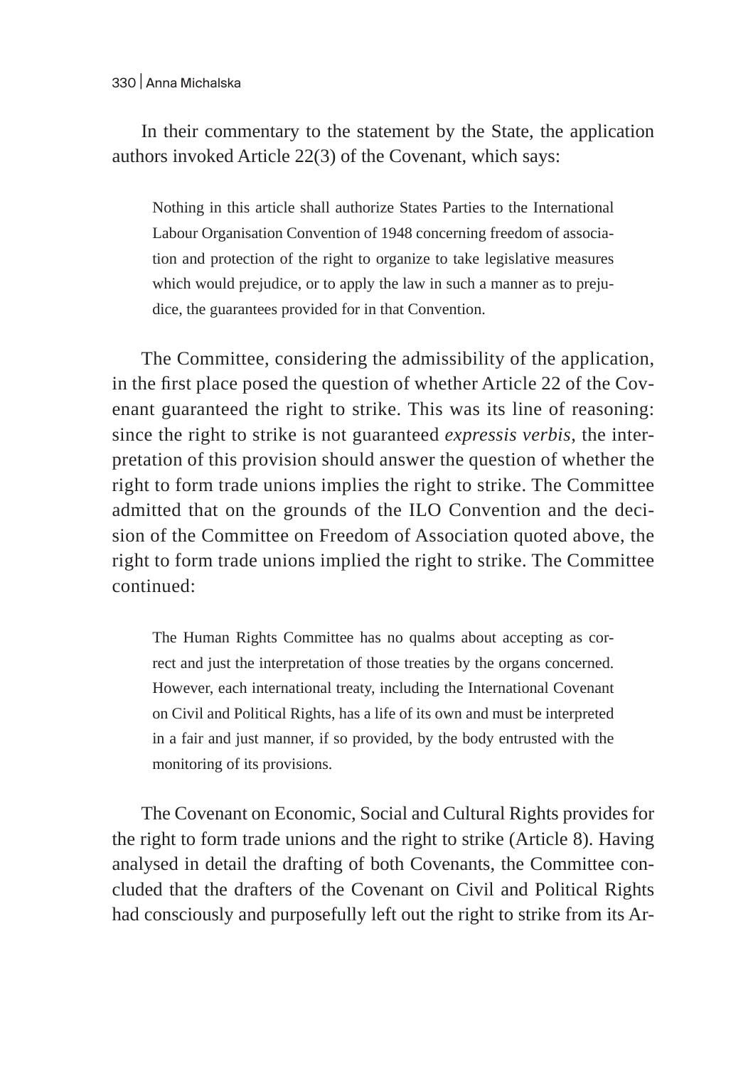In their commentary to the statement by the State, the application authors invoked Article 22(3) of the Covenant, which says:

> Nothing in this article shall authorize States Parties to the International Labour Organisation Convention of 1948 concerning freedom of association and protection of the right to organize to take legislative measures which would prejudice, or to apply the law in such a manner as to prejudice, the guarantees provided for in that Convention.

The Committee, considering the admissibility of the application, in the first place posed the question of whether Article 22 of the Covenant guaranteed the right to strike. This was its line of reasoning: since the right to strike is not guaranteed *expressis verbis,* the interpretation of this provision should answer the question of whether the right to form trade unions implies the right to strike. The Committee admitted that on the grounds of the ILO Convention and the decision of the Committee on Freedom of Association quoted above, the right to form trade unions implied the right to strike. The Committee continued:

> The Human Rights Committee has no qualms about accepting as correct and just the interpretation of those treaties by the organs concerned. However, each international treaty, including the International Covenant on Civil and Political Rights, has a life of its own and must be interpreted in a fair and just manner, if so provided, by the body entrusted with the monitoring of its provisions.

The Covenant on Economic, Social and Cultural Rights provides for the right to form trade unions and the right to strike (Article 8). Having analysed in detail the drafting of both Covenants, the Committee concluded that the drafters of the Covenant on Civil and Political Rights had consciously and purposefully left out the right to strike from its Ar-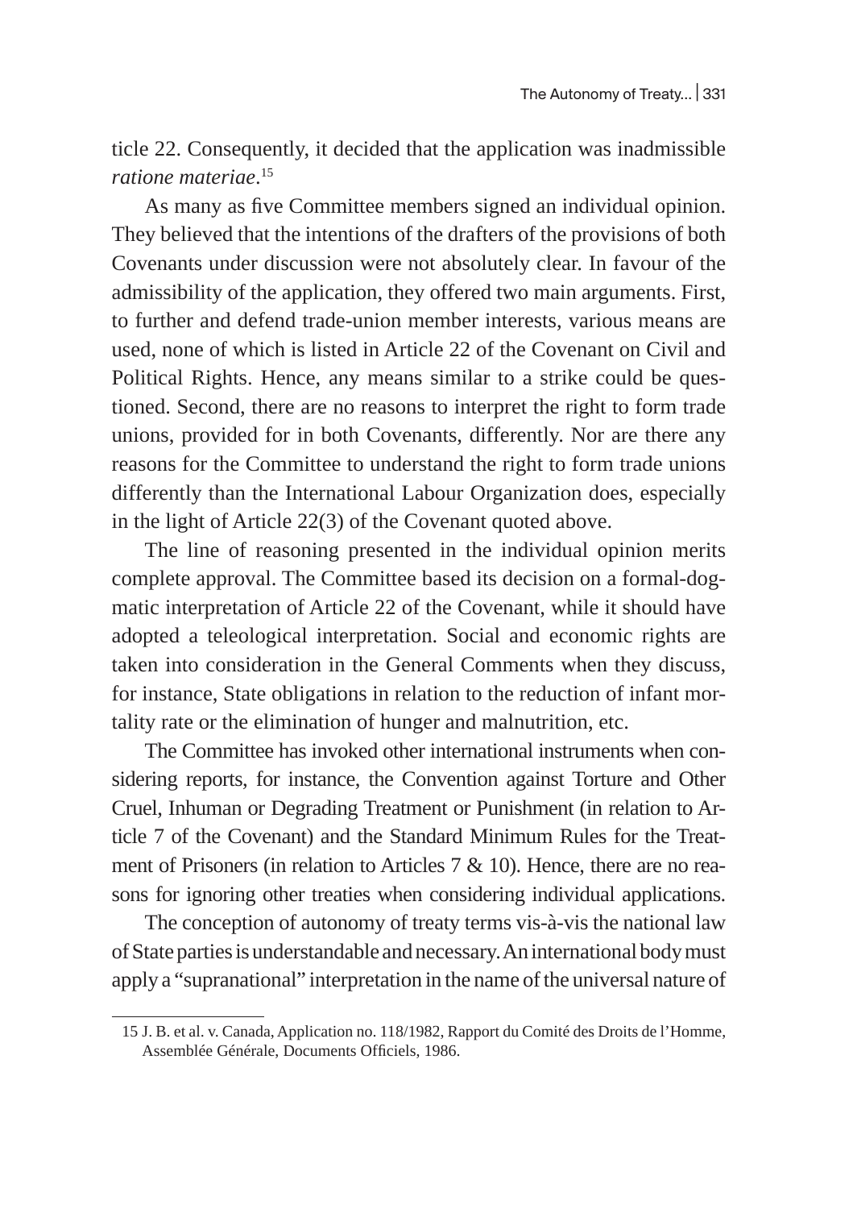ticle 22. Consequently, it decided that the application was inadmissible *ratione materiae*.[15]

As many as five Committee members signed an individual opinion. They believed that the intentions of the drafters of the provisions of both Covenants under discussion were not absolutely clear. In favour of the admissibility of the application, they offered two main arguments. First, to further and defend trade-union member interests, various means are used, none of which is listed in Article 22 of the Covenant on Civil and Political Rights. Hence, any means similar to a strike could be questioned. Second, there are no reasons to interpret the right to form trade unions, provided for in both Covenants, differently. Nor are there any reasons for the Committee to understand the right to form trade unions differently than the International Labour Organization does, especially in the light of Article 22(3) of the Covenant quoted above.

The line of reasoning presented in the individual opinion merits complete approval. The Committee based its decision on a formal-dogmatic interpretation of Article 22 of the Covenant, while it should have adopted a teleological interpretation. Social and economic rights are taken into consideration in the General Comments when they discuss, for instance, State obligations in relation to the reduction of infant mortality rate or the elimination of hunger and malnutrition, etc.

The Committee has invoked other international instruments when considering reports, for instance, the Convention against Torture and Other Cruel, Inhuman or Degrading Treatment or Punishment (in relation to Article 7 of the Covenant) and the Standard Minimum Rules for the Treatment of Prisoners (in relation to Articles 7 & 10). Hence, there are no reasons for ignoring other treaties when considering individual applications.

The conception of autonomy of treaty terms vis-à-vis the national law of State parties is understandable and necessary. An international body must apply a "supranational" interpretation in the name of the universal nature of

---

15 J. B. et al. v. Canada, Application no. 118/1982, Rapport du Comité des Droits de l'Homme, Assemblée Générale, Documents Officiels, 1986.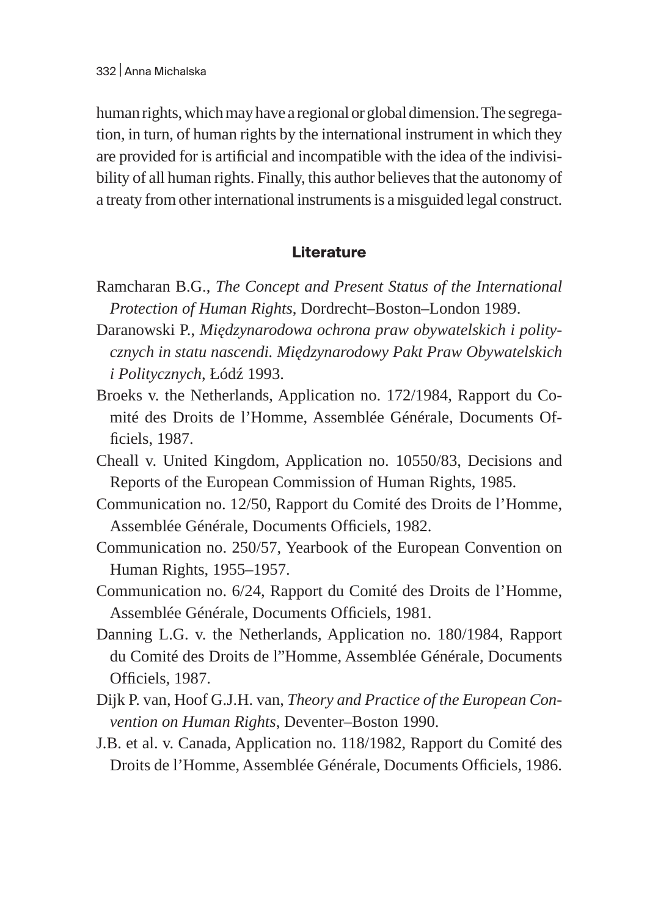human rights, which may have a regional or global dimension. The segregation, in turn, of human rights by the international instrument in which they are provided for is artificial and incompatible with the idea of the indivisibility of all human rights. Finally, this author believes that the autonomy of a treaty from other international instruments is a misguided legal construct.

## Literature

Ramcharan B.G., *The Concept and Present Status of the International Protection of Human Rights*, Dordrecht–Boston–London 1989.

Daranowski P., *Międzynarodowa ochrona praw obywatelskich i politycznych in statu nascendi. Międzynarodowy Pakt Praw Obywatelskich i Politycznych*, Łódź 1993.

Broeks v. the Netherlands, Application no. 172/1984, Rapport du Comité des Droits de l'Homme, Assemblée Générale, Documents Officiels, 1987.

Cheall v. United Kingdom, Application no. 10550/83, Decisions and Reports of the European Commission of Human Rights, 1985.

Communication no. 12/50, Rapport du Comité des Droits de l'Homme, Assemblée Générale, Documents Officiels, 1982.

Communication no. 250/57, Yearbook of the European Convention on Human Rights, 1955–1957.

Communication no. 6/24, Rapport du Comité des Droits de l'Homme, Assemblée Générale, Documents Officiels, 1981.

Danning L.G. v. the Netherlands, Application no. 180/1984, Rapport du Comité des Droits de l"Homme, Assemblée Générale, Documents Officiels, 1987.

Dijk P. van, Hoof G.J.H. van, *Theory and Practice of the European Convention on Human Rights*, Deventer–Boston 1990.

J.B. et al. v. Canada, Application no. 118/1982, Rapport du Comité des Droits de l'Homme, Assemblée Générale, Documents Officiels, 1986.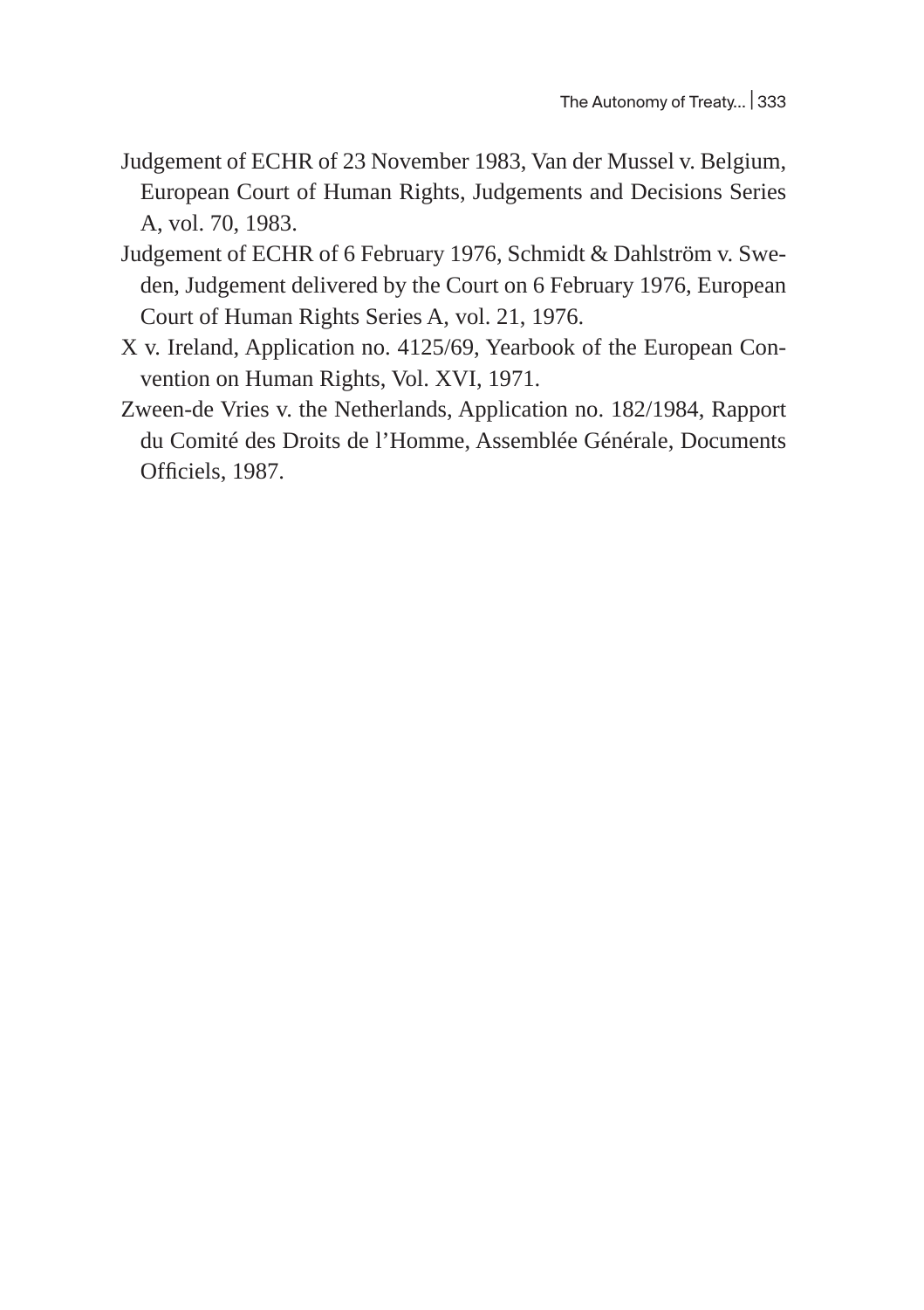Judgement of ECHR of 23 November 1983, Van der Mussel v. Belgium, European Court of Human Rights, Judgements and Decisions Series A, vol. 70, 1983.

Judgement of ECHR of 6 February 1976, Schmidt & Dahlström v. Sweden, Judgement delivered by the Court on 6 February 1976, European Court of Human Rights Series A, vol. 21, 1976.

X v. Ireland, Application no. 4125/69, Yearbook of the European Convention on Human Rights, Vol. XVI, 1971.

Zween-de Vries v. the Netherlands, Application no. 182/1984, Rapport du Comité des Droits de l'Homme, Assemblée Générale, Documents Officiels, 1987.